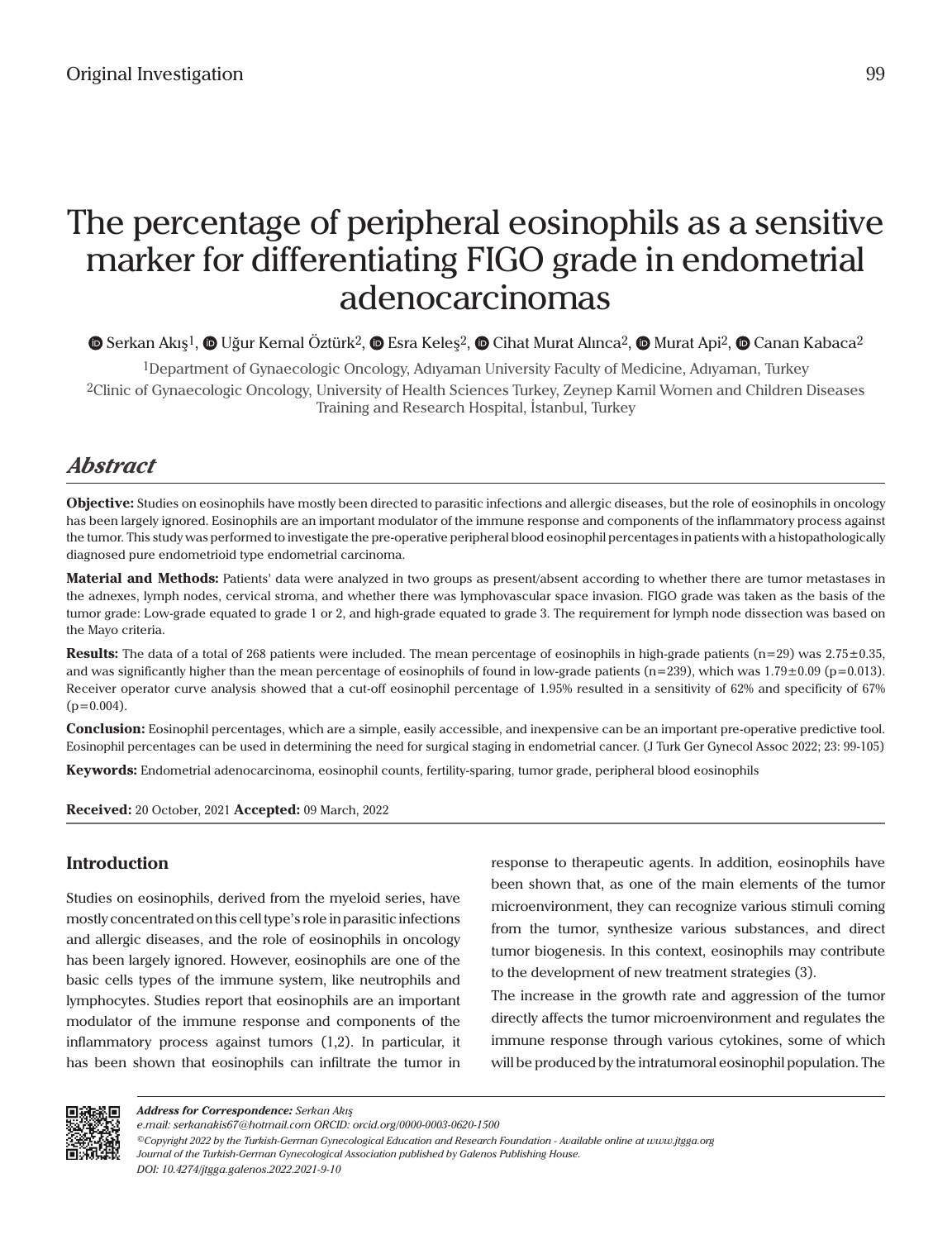Original Investigation

# The percentage of peripheral eosinophils as a sensitive marker for differentiating FIGO grade in endometrial adenocarcinomas

Serkan Akış[1], Uğur Kemal Öztürk[2], Esra Keleş[2], Cihat Murat Alınca[2], Murat Api[2], Canan Kabaca[2]

[1]Department of Gynaecologic Oncology, Adıyaman University Faculty of Medicine, Adıyaman, Turkey

[2]Clinic of Gynaecologic Oncology, University of Health Sciences Turkey, Zeynep Kamil Women and Children Diseases Training and Research Hospital, İstanbul, Turkey

## *Abstract*

**Objective:** Studies on eosinophils have mostly been directed to parasitic infections and allergic diseases, but the role of eosinophils in oncology has been largely ignored. Eosinophils are an important modulator of the immune response and components of the inflammatory process against the tumor. This study was performed to investigate the pre-operative peripheral blood eosinophil percentages in patients with a histopathologically diagnosed pure endometrioid type endometrial carcinoma.

**Material and Methods:** Patients' data were analyzed in two groups as present/absent according to whether there are tumor metastases in the adnexes, lymph nodes, cervical stroma, and whether there was lymphovascular space invasion. FIGO grade was taken as the basis of the tumor grade: Low-grade equated to grade 1 or 2, and high-grade equated to grade 3. The requirement for lymph node dissection was based on the Mayo criteria.

**Results:** The data of a total of 268 patients were included. The mean percentage of eosinophils in high-grade patients (n=29) was 2.75±0.35, and was significantly higher than the mean percentage of eosinophils of found in low-grade patients (n=239), which was 1.79±0.09 (p=0.013). Receiver operator curve analysis showed that a cut-off eosinophil percentage of 1.95% resulted in a sensitivity of 62% and specificity of 67% (p=0.004).

**Conclusion:** Eosinophil percentages, which are a simple, easily accessible, and inexpensive can be an important pre-operative predictive tool. Eosinophil percentages can be used in determining the need for surgical staging in endometrial cancer. (J Turk Ger Gynecol Assoc 2022; 23: 99-105)

**Keywords:** Endometrial adenocarcinoma, eosinophil counts, fertility-sparing, tumor grade, peripheral blood eosinophils

**Received:** 20 October, 2021 **Accepted:** 09 March, 2022

## Introduction

Studies on eosinophils, derived from the myeloid series, have mostly concentrated on this cell type's role in parasitic infections and allergic diseases, and the role of eosinophils in oncology has been largely ignored. However, eosinophils are one of the basic cells types of the immune system, like neutrophils and lymphocytes. Studies report that eosinophils are an important modulator of the immune response and components of the inflammatory process against tumors (1,2). In particular, it has been shown that eosinophils can infiltrate the tumor in response to therapeutic agents. In addition, eosinophils have been shown that, as one of the main elements of the tumor microenvironment, they can recognize various stimuli coming from the tumor, synthesize various substances, and direct tumor biogenesis. In this context, eosinophils may contribute to the development of new treatment strategies (3).

The increase in the growth rate and aggression of the tumor directly affects the tumor microenvironment and regulates the immune response through various cytokines, some of which will be produced by the intratumoral eosinophil population. The

*Address for Correspondence: Serkan Akış*
*e.mail: serkanakis67@hotmail.com ORCID: orcid.org/0000-0003-0620-1500*
*©Copyright 2022 by the Turkish-German Gynecological Education and Research Foundation - Available online at www.jtgga.org*
*Journal of the Turkish-German Gynecological Association published by Galenos Publishing House.*
*DOI: 10.4274/jtgga.galenos.2022.2021-9-10*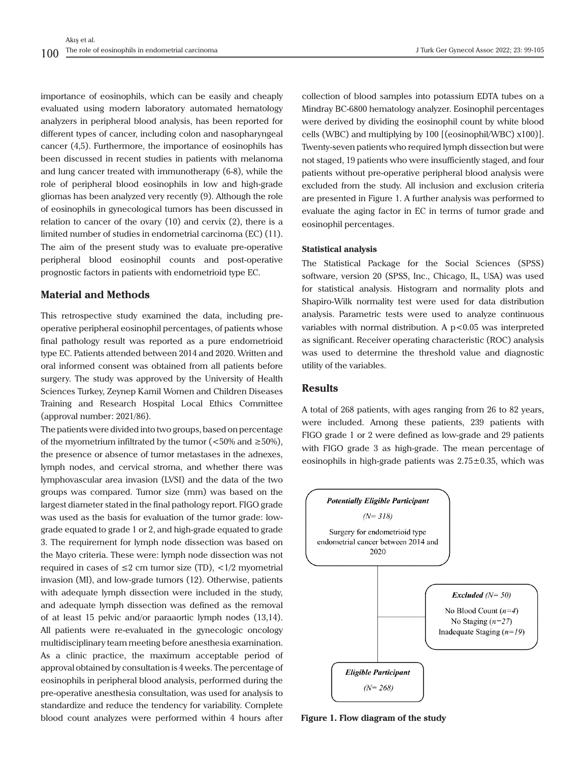importance of eosinophils, which can be easily and cheaply evaluated using modern laboratory automated hematology analyzers in peripheral blood analysis, has been reported for different types of cancer, including colon and nasopharyngeal cancer (4,5). Furthermore, the importance of eosinophils has been discussed in recent studies in patients with melanoma and lung cancer treated with immunotherapy (6-8), while the role of peripheral blood eosinophils in low and high-grade gliomas has been analyzed very recently (9). Although the role of eosinophils in gynecological tumors has been discussed in relation to cancer of the ovary (10) and cervix (2), there is a limited number of studies in endometrial carcinoma (EC) (11). The aim of the present study was to evaluate pre-operative peripheral blood eosinophil counts and post-operative prognostic factors in patients with endometrioid type EC.

## Material and Methods

This retrospective study examined the data, including pre-operative peripheral eosinophil percentages, of patients whose final pathology result was reported as a pure endometrioid type EC. Patients attended between 2014 and 2020. Written and oral informed consent was obtained from all patients before surgery. The study was approved by the University of Health Sciences Turkey, Zeynep Kamil Women and Children Diseases Training and Research Hospital Local Ethics Committee (approval number: 2021/86).

The patients were divided into two groups, based on percentage of the myometrium infiltrated by the tumor (<50% and ≥50%), the presence or absence of tumor metastases in the adnexes, lymph nodes, and cervical stroma, and whether there was lymphovascular area invasion (LVSI) and the data of the two groups was compared. Tumor size (mm) was based on the largest diameter stated in the final pathology report. FIGO grade was used as the basis for evaluation of the tumor grade: low-grade equated to grade 1 or 2, and high-grade equated to grade 3. The requirement for lymph node dissection was based on the Mayo criteria. These were: lymph node dissection was not required in cases of ≤2 cm tumor size (TD), <1/2 myometrial invasion (MI), and low-grade tumors (12). Otherwise, patients with adequate lymph dissection were included in the study, and adequate lymph dissection was defined as the removal of at least 15 pelvic and/or paraaortic lymph nodes (13,14). All patients were re-evaluated in the gynecologic oncology multidisciplinary team meeting before anesthesia examination. As a clinic practice, the maximum acceptable period of approval obtained by consultation is 4 weeks. The percentage of eosinophils in peripheral blood analysis, performed during the pre-operative anesthesia consultation, was used for analysis to standardize and reduce the tendency for variability. Complete blood count analyzes were performed within 4 hours after collection of blood samples into potassium EDTA tubes on a Mindray BC-6800 hematology analyzer. Eosinophil percentages were derived by dividing the eosinophil count by white blood cells (WBC) and multiplying by 100 [(eosinophil/WBC) x100)]. Twenty-seven patients who required lymph dissection but were not staged, 19 patients who were insufficiently staged, and four patients without pre-operative peripheral blood analysis were excluded from the study. All inclusion and exclusion criteria are presented in Figure 1. A further analysis was performed to evaluate the aging factor in EC in terms of tumor grade and eosinophil percentages.

### Statistical analysis

The Statistical Package for the Social Sciences (SPSS) software, version 20 (SPSS, Inc., Chicago, IL, USA) was used for statistical analysis. Histogram and normality plots and Shapiro-Wilk normality test were used for data distribution analysis. Parametric tests were used to analyze continuous variables with normal distribution. A $p<0.05$ was interpreted as significant. Receiver operating characteristic (ROC) analysis was used to determine the threshold value and diagnostic utility of the variables.

## Results

A total of 268 patients, with ages ranging from 26 to 82 years, were included. Among these patients, 239 patients with FIGO grade 1 or 2 were defined as low-grade and 29 patients with FIGO grade 3 as high-grade. The mean percentage of eosinophils in high-grade patients was 2.75±0.35, which was

***Potentially Eligible Participant***
*(N= 318)*
Surgery for endometrioid type endometrial cancer between 2014 and 2020

***Excluded*** *(N= 50)*
No Blood Count (*n=4*)
No Staging (*n=27*)
Inadequate Staging (*n=19*)

***Eligible Participant***
*(N= 268)*

**Figure 1. Flow diagram of the study**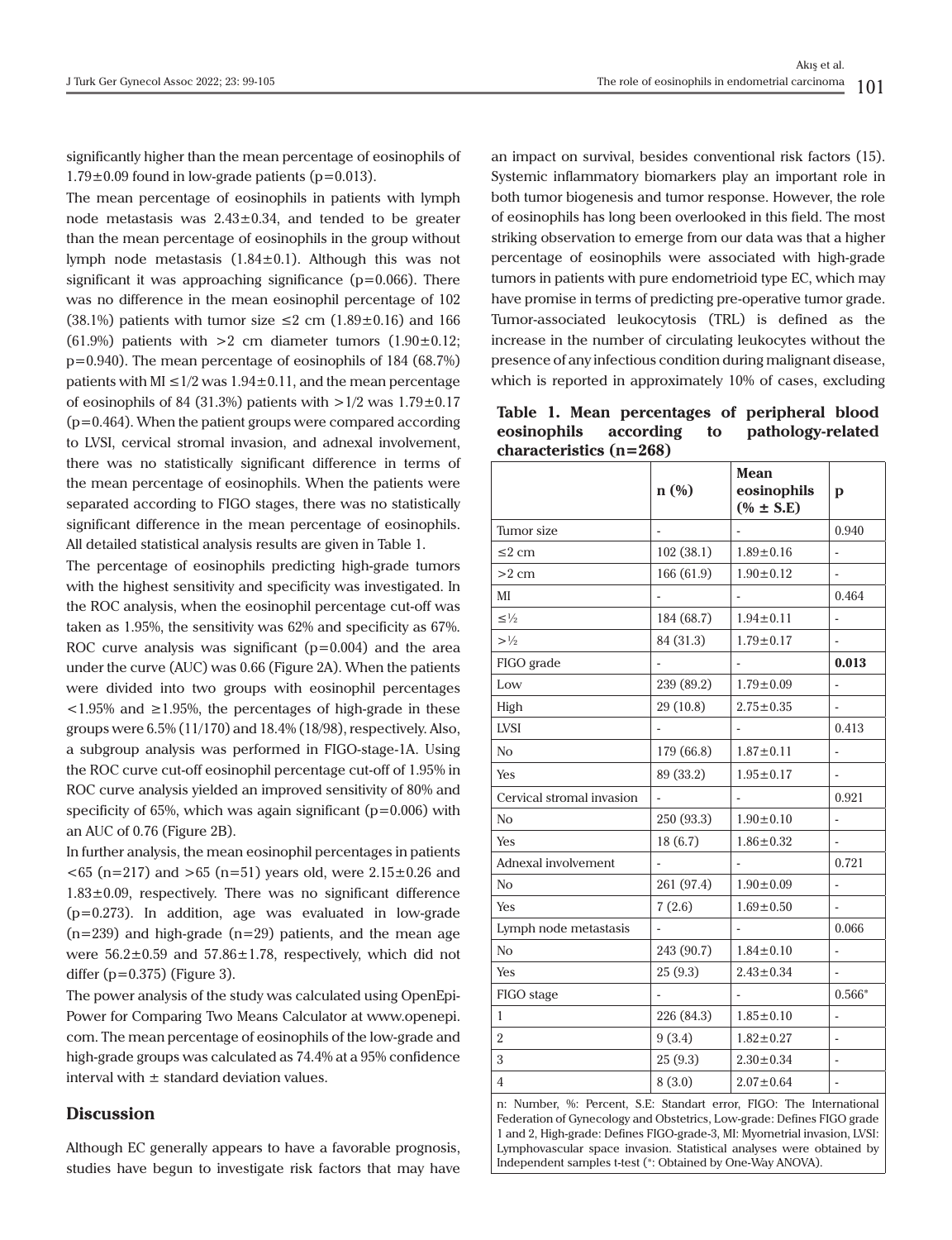significantly higher than the mean percentage of eosinophils of 1.79±0.09 found in low-grade patients (p=0.013).

The mean percentage of eosinophils in patients with lymph node metastasis was 2.43±0.34, and tended to be greater than the mean percentage of eosinophils in the group without lymph node metastasis (1.84±0.1). Although this was not significant it was approaching significance (p=0.066). There was no difference in the mean eosinophil percentage of 102 (38.1%) patients with tumor size ≤2 cm (1.89±0.16) and 166 (61.9%) patients with >2 cm diameter tumors (1.90±0.12; p=0.940). The mean percentage of eosinophils of 184 (68.7%) patients with MI ≤1/2 was 1.94±0.11, and the mean percentage of eosinophils of 84 (31.3%) patients with >1/2 was 1.79±0.17 (p=0.464). When the patient groups were compared according to LVSI, cervical stromal invasion, and adnexal involvement, there was no statistically significant difference in terms of the mean percentage of eosinophils. When the patients were separated according to FIGO stages, there was no statistically significant difference in the mean percentage of eosinophils. All detailed statistical analysis results are given in Table 1.

The percentage of eosinophils predicting high-grade tumors with the highest sensitivity and specificity was investigated. In the ROC analysis, when the eosinophil percentage cut-off was taken as 1.95%, the sensitivity was 62% and specificity as 67%. ROC curve analysis was significant (p=0.004) and the area under the curve (AUC) was 0.66 (Figure 2A). When the patients were divided into two groups with eosinophil percentages <1.95% and ≥1.95%, the percentages of high-grade in these groups were 6.5% (11/170) and 18.4% (18/98), respectively. Also, a subgroup analysis was performed in FIGO-stage-1A. Using the ROC curve cut-off eosinophil percentage cut-off of 1.95% in ROC curve analysis yielded an improved sensitivity of 80% and specificity of 65%, which was again significant (p=0.006) with an AUC of 0.76 (Figure 2B).

In further analysis, the mean eosinophil percentages in patients <65 (n=217) and >65 (n=51) years old, were 2.15±0.26 and 1.83±0.09, respectively. There was no significant difference (p=0.273). In addition, age was evaluated in low-grade (n=239) and high-grade (n=29) patients, and the mean age were 56.2±0.59 and 57.86±1.78, respectively, which did not differ (p=0.375) (Figure 3).

The power analysis of the study was calculated using OpenEpi-Power for Comparing Two Means Calculator at www.openepi.com. The mean percentage of eosinophils of the low-grade and high-grade groups was calculated as 74.4% at a 95% confidence interval with ± standard deviation values.

## Discussion

Although EC generally appears to have a favorable prognosis, studies have begun to investigate risk factors that may have an impact on survival, besides conventional risk factors (15). Systemic inflammatory biomarkers play an important role in both tumor biogenesis and tumor response. However, the role of eosinophils has long been overlooked in this field. The most striking observation to emerge from our data was that a higher percentage of eosinophils were associated with high-grade tumors in patients with pure endometrioid type EC, which may have promise in terms of predicting pre-operative tumor grade. Tumor-associated leukocytosis (TRL) is defined as the increase in the number of circulating leukocytes without the presence of any infectious condition during malignant disease, which is reported in approximately 10% of cases, excluding

**Table 1. Mean percentages of peripheral blood eosinophils according to pathology-related characteristics (n=268)**

| | n (%) | Mean eosinophils (% ± S.E) | p |
|---|---|---|---|
| Tumor size | - | - | 0.940 |
| ≤2 cm | 102 (38.1) | 1.89±0.16 | - |
| >2 cm | 166 (61.9) | 1.90±0.12 | - |
| MI | - | - | 0.464 |
| ≤½ | 184 (68.7) | 1.94±0.11 | - |
| >½ | 84 (31.3) | 1.79±0.17 | - |
| FIGO grade | - | - | **0.013** |
| Low | 239 (89.2) | 1.79±0.09 | - |
| High | 29 (10.8) | 2.75±0.35 | - |
| LVSI | - | - | 0.413 |
| No | 179 (66.8) | 1.87±0.11 | - |
| Yes | 89 (33.2) | 1.95±0.17 | - |
| Cervical stromal invasion | - | - | 0.921 |
| No | 250 (93.3) | 1.90±0.10 | - |
| Yes | 18 (6.7) | 1.86±0.32 | - |
| Adnexal involvement | - | - | 0.721 |
| No | 261 (97.4) | 1.90±0.09 | - |
| Yes | 7 (2.6) | 1.69±0.50 | - |
| Lymph node metastasis | - | - | 0.066 |
| No | 243 (90.7) | 1.84±0.10 | - |
| Yes | 25 (9.3) | 2.43±0.34 | - |
| FIGO stage | - | - | 0.566* |
| 1 | 226 (84.3) | 1.85±0.10 | - |
| 2 | 9 (3.4) | 1.82±0.27 | - |
| 3 | 25 (9.3) | 2.30±0.34 | - |
| 4 | 8 (3.0) | 2.07±0.64 | - |

n: Number, %: Percent, S.E: Standart error, FIGO: The International Federation of Gynecology and Obstetrics, Low-grade: Defines FIGO grade 1 and 2, High-grade: Defines FIGO-grade-3, MI: Myometrial invasion, LVSI: Lymphovascular space invasion. Statistical analyses were obtained by Independent samples t-test (*: Obtained by One-Way ANOVA).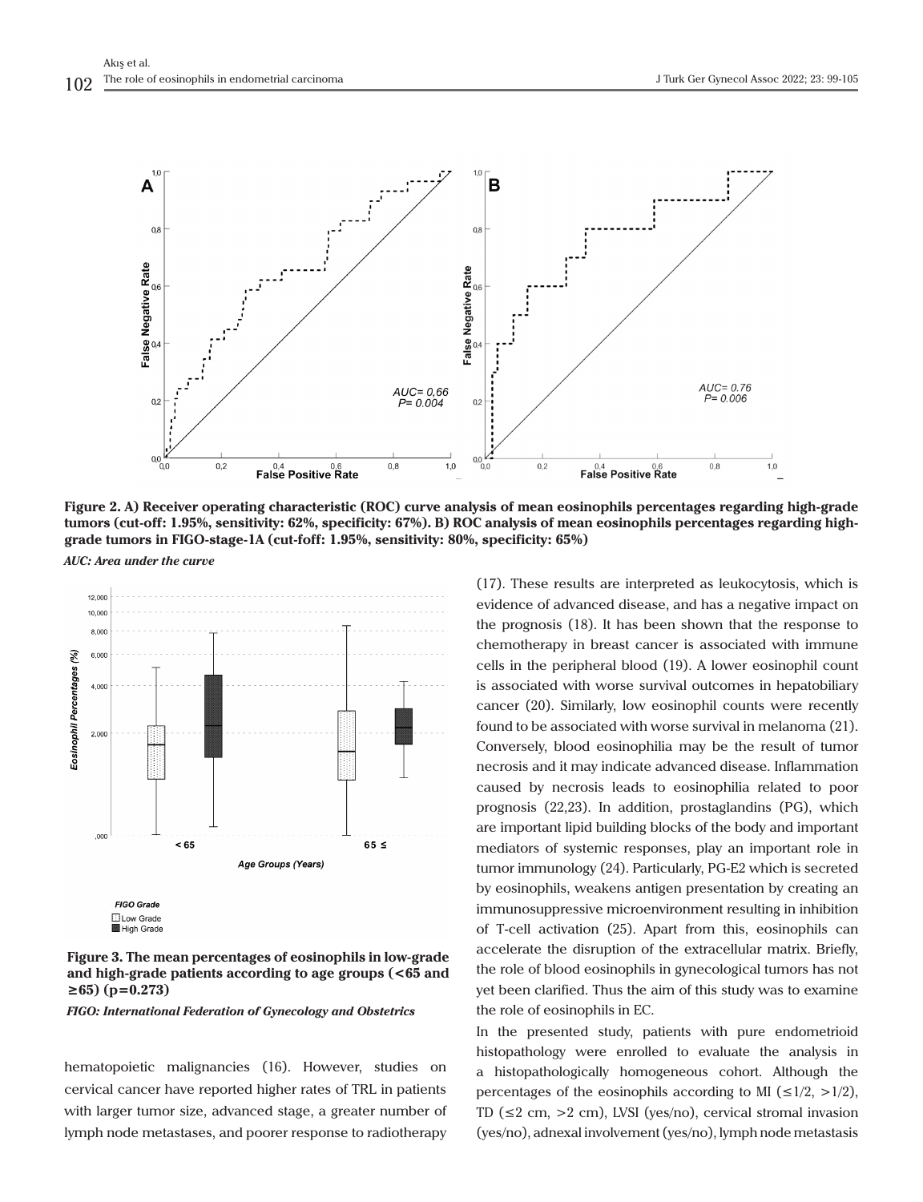Figure 2. A) Receiver operating characteristic (ROC) curve analysis of mean eosinophils percentages regarding high-grade tumors (cut-off: 1.95%, sensitivity: 62%, specificity: 67%). B) ROC analysis of mean eosinophils percentages regarding high-grade tumors in FIGO-stage-1A (cut-foff: 1.95%, sensitivity: 80%, specificity: 65%)

*AUC: Area under the curve*

Figure 3. The mean percentages of eosinophils in low-grade and high-grade patients according to age groups (<65 and ≥65) (p=0.273)

*FIGO: International Federation of Gynecology and Obstetrics*

hematopoietic malignancies (16). However, studies on cervical cancer have reported higher rates of TRL in patients with larger tumor size, advanced stage, a greater number of lymph node metastases, and poorer response to radiotherapy (17). These results are interpreted as leukocytosis, which is evidence of advanced disease, and has a negative impact on the prognosis (18). It has been shown that the response to chemotherapy in breast cancer is associated with immune cells in the peripheral blood (19). A lower eosinophil count is associated with worse survival outcomes in hepatobiliary cancer (20). Similarly, low eosinophil counts were recently found to be associated with worse survival in melanoma (21). Conversely, blood eosinophilia may be the result of tumor necrosis and it may indicate advanced disease. Inflammation caused by necrosis leads to eosinophilia related to poor prognosis (22,23). In addition, prostaglandins (PG), which are important lipid building blocks of the body and important mediators of systemic responses, play an important role in tumor immunology (24). Particularly, PG-E2 which is secreted by eosinophils, weakens antigen presentation by creating an immunosuppressive microenvironment resulting in inhibition of T-cell activation (25). Apart from this, eosinophils can accelerate the disruption of the extracellular matrix. Briefly, the role of blood eosinophils in gynecological tumors has not yet been clarified. Thus the aim of this study was to examine the role of eosinophils in EC.

In the presented study, patients with pure endometrioid histopathology were enrolled to evaluate the analysis in a histopathologically homogeneous cohort. Although the percentages of the eosinophils according to MI (≤1/2, >1/2), TD (≤2 cm, >2 cm), LVSI (yes/no), cervical stromal invasion (yes/no), adnexal involvement (yes/no), lymph node metastasis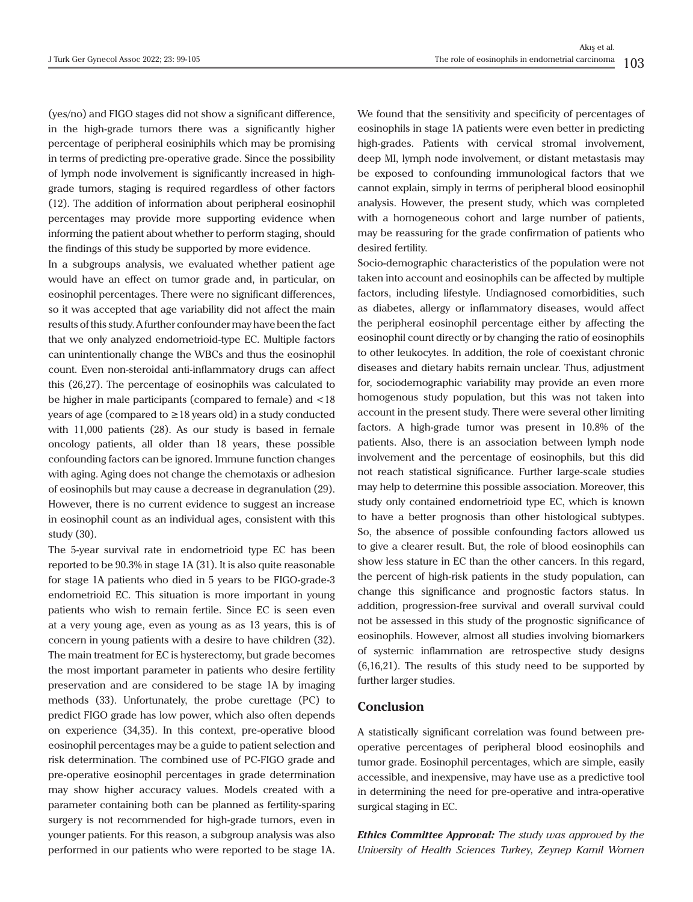(yes/no) and FIGO stages did not show a significant difference, in the high-grade tumors there was a significantly higher percentage of peripheral eosiniphils which may be promising in terms of predicting pre-operative grade. Since the possibility of lymph node involvement is significantly increased in high-grade tumors, staging is required regardless of other factors (12). The addition of information about peripheral eosinophil percentages may provide more supporting evidence when informing the patient about whether to perform staging, should the findings of this study be supported by more evidence.

In a subgroups analysis, we evaluated whether patient age would have an effect on tumor grade and, in particular, on eosinophil percentages. There were no significant differences, so it was accepted that age variability did not affect the main results of this study. A further confounder may have been the fact that we only analyzed endometrioid-type EC. Multiple factors can unintentionally change the WBCs and thus the eosinophil count. Even non-steroidal anti-inflammatory drugs can affect this (26,27). The percentage of eosinophils was calculated to be higher in male participants (compared to female) and <18 years of age (compared to ≥18 years old) in a study conducted with 11,000 patients (28). As our study is based in female oncology patients, all older than 18 years, these possible confounding factors can be ignored. Immune function changes with aging. Aging does not change the chemotaxis or adhesion of eosinophils but may cause a decrease in degranulation (29). However, there is no current evidence to suggest an increase in eosinophil count as an individual ages, consistent with this study (30).

The 5-year survival rate in endometrioid type EC has been reported to be 90.3% in stage 1A (31). It is also quite reasonable for stage 1A patients who died in 5 years to be FIGO-grade-3 endometrioid EC. This situation is more important in young patients who wish to remain fertile. Since EC is seen even at a very young age, even as young as as 13 years, this is of concern in young patients with a desire to have children (32). The main treatment for EC is hysterectomy, but grade becomes the most important parameter in patients who desire fertility preservation and are considered to be stage 1A by imaging methods (33). Unfortunately, the probe curettage (PC) to predict FIGO grade has low power, which also often depends on experience (34,35). In this context, pre-operative blood eosinophil percentages may be a guide to patient selection and risk determination. The combined use of PC-FIGO grade and pre-operative eosinophil percentages in grade determination may show higher accuracy values. Models created with a parameter containing both can be planned as fertility-sparing surgery is not recommended for high-grade tumors, even in younger patients. For this reason, a subgroup analysis was also performed in our patients who were reported to be stage 1A. We found that the sensitivity and specificity of percentages of eosinophils in stage 1A patients were even better in predicting high-grades. Patients with cervical stromal involvement, deep MI, lymph node involvement, or distant metastasis may be exposed to confounding immunological factors that we cannot explain, simply in terms of peripheral blood eosinophil analysis. However, the present study, which was completed with a homogeneous cohort and large number of patients, may be reassuring for the grade confirmation of patients who desired fertility.

Socio-demographic characteristics of the population were not taken into account and eosinophils can be affected by multiple factors, including lifestyle. Undiagnosed comorbidities, such as diabetes, allergy or inflammatory diseases, would affect the peripheral eosinophil percentage either by affecting the eosinophil count directly or by changing the ratio of eosinophils to other leukocytes. In addition, the role of coexistant chronic diseases and dietary habits remain unclear. Thus, adjustment for, sociodemographic variability may provide an even more homogenous study population, but this was not taken into account in the present study. There were several other limiting factors. A high-grade tumor was present in 10.8% of the patients. Also, there is an association between lymph node involvement and the percentage of eosinophils, but this did not reach statistical significance. Further large-scale studies may help to determine this possible association. Moreover, this study only contained endometrioid type EC, which is known to have a better prognosis than other histological subtypes. So, the absence of possible confounding factors allowed us to give a clearer result. But, the role of blood eosinophils can show less stature in EC than the other cancers. In this regard, the percent of high-risk patients in the study population, can change this significance and prognostic factors status. In addition, progression-free survival and overall survival could not be assessed in this study of the prognostic significance of eosinophils. However, almost all studies involving biomarkers of systemic inflammation are retrospective study designs (6,16,21). The results of this study need to be supported by further larger studies.

## Conclusion

A statistically significant correlation was found between pre-operative percentages of peripheral blood eosinophils and tumor grade. Eosinophil percentages, which are simple, easily accessible, and inexpensive, may have use as a predictive tool in determining the need for pre-operative and intra-operative surgical staging in EC.

***Ethics Committee Approval:*** *The study was approved by the University of Health Sciences Turkey, Zeynep Kamil Women*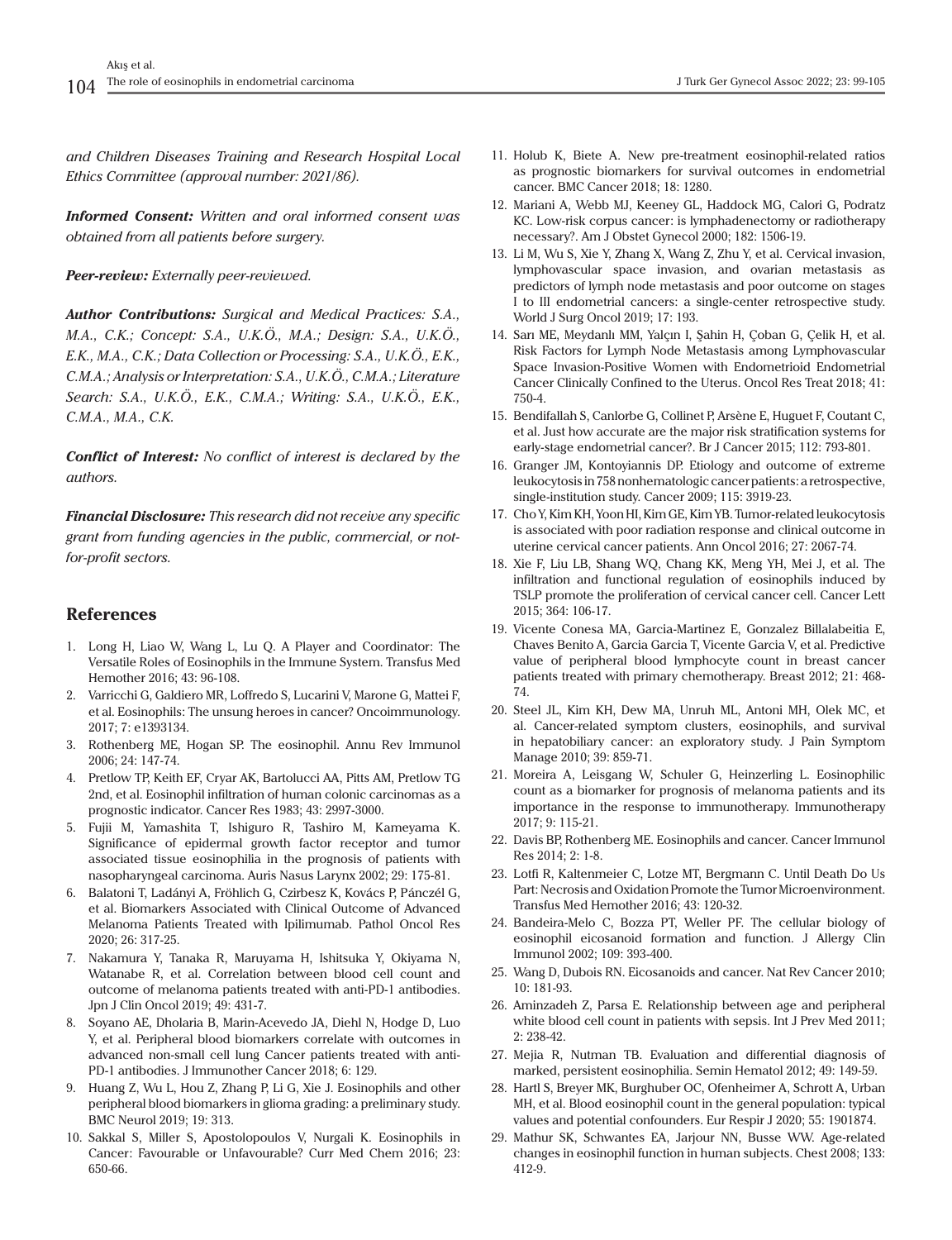*and Children Diseases Training and Research Hospital Local Ethics Committee (approval number: 2021/86).*

***Informed Consent:*** *Written and oral informed consent was obtained from all patients before surgery.*

***Peer-review:*** *Externally peer-reviewed.*

***Author Contributions:*** *Surgical and Medical Practices: S.A., M.A., C.K.; Concept: S.A., U.K.Ö., M.A.; Design: S.A., U.K.Ö., E.K., M.A., C.K.; Data Collection or Processing: S.A., U.K.Ö., E.K., C.M.A.; Analysis or Interpretation: S.A., U.K.Ö., C.M.A.; Literature Search: S.A., U.K.Ö., E.K., C.M.A.; Writing: S.A., U.K.Ö., E.K., C.M.A., M.A., C.K.*

***Conflict of Interest:*** *No conflict of interest is declared by the authors.*

***Financial Disclosure:*** *This research did not receive any specific grant from funding agencies in the public, commercial, or not-for-profit sectors.*

## References

1. Long H, Liao W, Wang L, Lu Q. A Player and Coordinator: The Versatile Roles of Eosinophils in the Immune System. Transfus Med Hemother 2016; 43: 96-108.
2. Varricchi G, Galdiero MR, Loffredo S, Lucarini V, Marone G, Mattei F, et al. Eosinophils: The unsung heroes in cancer? Oncoimmunology. 2017; 7: e1393134.
3. Rothenberg ME, Hogan SP. The eosinophil. Annu Rev Immunol 2006; 24: 147-74.
4. Pretlow TP, Keith EF, Cryar AK, Bartolucci AA, Pitts AM, Pretlow TG 2nd, et al. Eosinophil infiltration of human colonic carcinomas as a prognostic indicator. Cancer Res 1983; 43: 2997-3000.
5. Fujii M, Yamashita T, Ishiguro R, Tashiro M, Kameyama K. Significance of epidermal growth factor receptor and tumor associated tissue eosinophilia in the prognosis of patients with nasopharyngeal carcinoma. Auris Nasus Larynx 2002; 29: 175-81.
6. Balatoni T, Ladányi A, Fröhlich G, Czirbesz K, Kovács P, Pánczél G, et al. Biomarkers Associated with Clinical Outcome of Advanced Melanoma Patients Treated with Ipilimumab. Pathol Oncol Res 2020; 26: 317-25.
7. Nakamura Y, Tanaka R, Maruyama H, Ishitsuka Y, Okiyama N, Watanabe R, et al. Correlation between blood cell count and outcome of melanoma patients treated with anti-PD-1 antibodies. Jpn J Clin Oncol 2019; 49: 431-7.
8. Soyano AE, Dholaria B, Marin-Acevedo JA, Diehl N, Hodge D, Luo Y, et al. Peripheral blood biomarkers correlate with outcomes in advanced non-small cell lung Cancer patients treated with anti-PD-1 antibodies. J Immunother Cancer 2018; 6: 129.
9. Huang Z, Wu L, Hou Z, Zhang P, Li G, Xie J. Eosinophils and other peripheral blood biomarkers in glioma grading: a preliminary study. BMC Neurol 2019; 19: 313.
10. Sakkal S, Miller S, Apostolopoulos V, Nurgali K. Eosinophils in Cancer: Favourable or Unfavourable? Curr Med Chem 2016; 23: 650-66.
11. Holub K, Biete A. New pre-treatment eosinophil-related ratios as prognostic biomarkers for survival outcomes in endometrial cancer. BMC Cancer 2018; 18: 1280.
12. Mariani A, Webb MJ, Keeney GL, Haddock MG, Calori G, Podratz KC. Low-risk corpus cancer: is lymphadenectomy or radiotherapy necessary?. Am J Obstet Gynecol 2000; 182: 1506-19.
13. Li M, Wu S, Xie Y, Zhang X, Wang Z, Zhu Y, et al. Cervical invasion, lymphovascular space invasion, and ovarian metastasis as predictors of lymph node metastasis and poor outcome on stages I to III endometrial cancers: a single-center retrospective study. World J Surg Oncol 2019; 17: 193.
14. Sarı ME, Meydanlı MM, Yalçın I, Şahin H, Çoban G, Çelik H, et al. Risk Factors for Lymph Node Metastasis among Lymphovascular Space Invasion-Positive Women with Endometrioid Endometrial Cancer Clinically Confined to the Uterus. Oncol Res Treat 2018; 41: 750-4.
15. Bendifallah S, Canlorbe G, Collinet P, Arsène E, Huguet F, Coutant C, et al. Just how accurate are the major risk stratification systems for early-stage endometrial cancer?. Br J Cancer 2015; 112: 793-801.
16. Granger JM, Kontoyiannis DP. Etiology and outcome of extreme leukocytosis in 758 nonhematologic cancer patients: a retrospective, single-institution study. Cancer 2009; 115: 3919-23.
17. Cho Y, Kim KH, Yoon HI, Kim GE, Kim YB. Tumor-related leukocytosis is associated with poor radiation response and clinical outcome in uterine cervical cancer patients. Ann Oncol 2016; 27: 2067-74.
18. Xie F, Liu LB, Shang WQ, Chang KK, Meng YH, Mei J, et al. The infiltration and functional regulation of eosinophils induced by TSLP promote the proliferation of cervical cancer cell. Cancer Lett 2015; 364: 106-17.
19. Vicente Conesa MA, Garcia-Martinez E, Gonzalez Billalabeitia E, Chaves Benito A, Garcia Garcia T, Vicente Garcia V, et al. Predictive value of peripheral blood lymphocyte count in breast cancer patients treated with primary chemotherapy. Breast 2012; 21: 468-74.
20. Steel JL, Kim KH, Dew MA, Unruh ML, Antoni MH, Olek MC, et al. Cancer-related symptom clusters, eosinophils, and survival in hepatobiliary cancer: an exploratory study. J Pain Symptom Manage 2010; 39: 859-71.
21. Moreira A, Leisgang W, Schuler G, Heinzerling L. Eosinophilic count as a biomarker for prognosis of melanoma patients and its importance in the response to immunotherapy. Immunotherapy 2017; 9: 115-21.
22. Davis BP, Rothenberg ME. Eosinophils and cancer. Cancer Immunol Res 2014; 2: 1-8.
23. Lotfi R, Kaltenmeier C, Lotze MT, Bergmann C. Until Death Do Us Part: Necrosis and Oxidation Promote the Tumor Microenvironment. Transfus Med Hemother 2016; 43: 120-32.
24. Bandeira-Melo C, Bozza PT, Weller PF. The cellular biology of eosinophil eicosanoid formation and function. J Allergy Clin Immunol 2002; 109: 393-400.
25. Wang D, Dubois RN. Eicosanoids and cancer. Nat Rev Cancer 2010; 10: 181-93.
26. Aminzadeh Z, Parsa E. Relationship between age and peripheral white blood cell count in patients with sepsis. Int J Prev Med 2011; 2: 238-42.
27. Mejia R, Nutman TB. Evaluation and differential diagnosis of marked, persistent eosinophilia. Semin Hematol 2012; 49: 149-59.
28. Hartl S, Breyer MK, Burghuber OC, Ofenheimer A, Schrott A, Urban MH, et al. Blood eosinophil count in the general population: typical values and potential confounders. Eur Respir J 2020; 55: 1901874.
29. Mathur SK, Schwantes EA, Jarjour NN, Busse WW. Age-related changes in eosinophil function in human subjects. Chest 2008; 133: 412-9.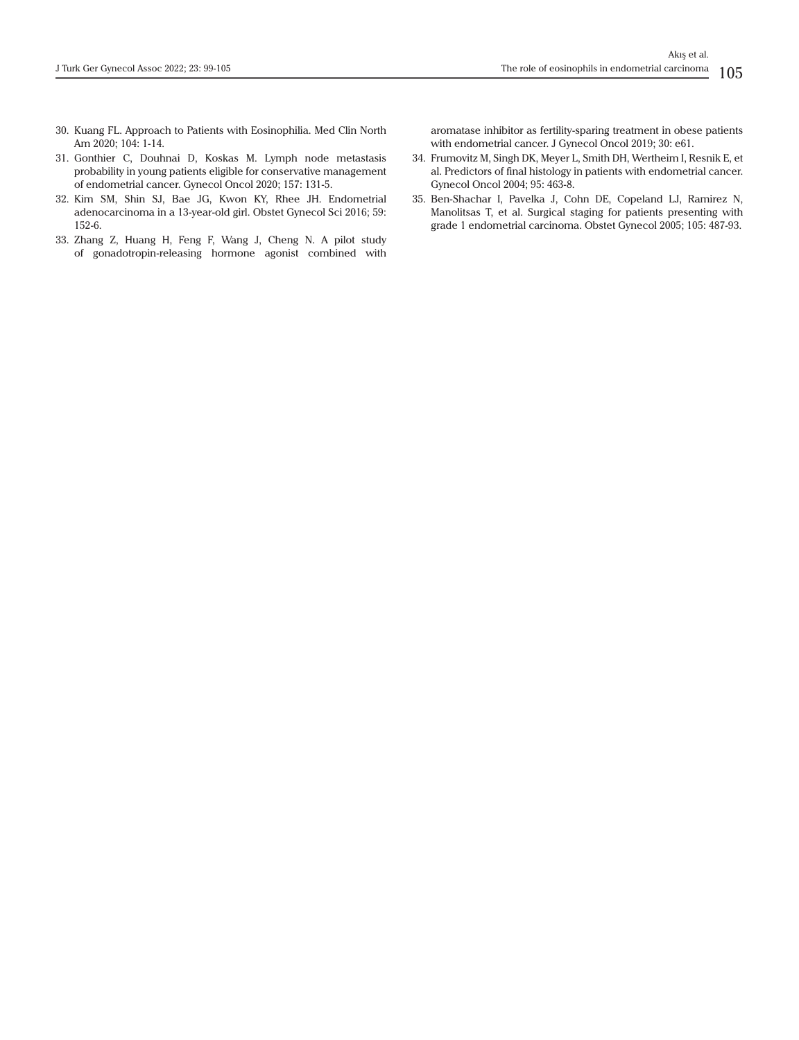30. Kuang FL. Approach to Patients with Eosinophilia. Med Clin North Am 2020; 104: 1-14.
31. Gonthier C, Douhnai D, Koskas M. Lymph node metastasis probability in young patients eligible for conservative management of endometrial cancer. Gynecol Oncol 2020; 157: 131-5.
32. Kim SM, Shin SJ, Bae JG, Kwon KY, Rhee JH. Endometrial adenocarcinoma in a 13-year-old girl. Obstet Gynecol Sci 2016; 59: 152-6.
33. Zhang Z, Huang H, Feng F, Wang J, Cheng N. A pilot study of gonadotropin-releasing hormone agonist combined with aromatase inhibitor as fertility-sparing treatment in obese patients with endometrial cancer. J Gynecol Oncol 2019; 30: e61.
34. Frumovitz M, Singh DK, Meyer L, Smith DH, Wertheim I, Resnik E, et al. Predictors of final histology in patients with endometrial cancer. Gynecol Oncol 2004; 95: 463-8.
35. Ben-Shachar I, Pavelka J, Cohn DE, Copeland LJ, Ramirez N, Manolitsas T, et al. Surgical staging for patients presenting with grade 1 endometrial carcinoma. Obstet Gynecol 2005; 105: 487-93.